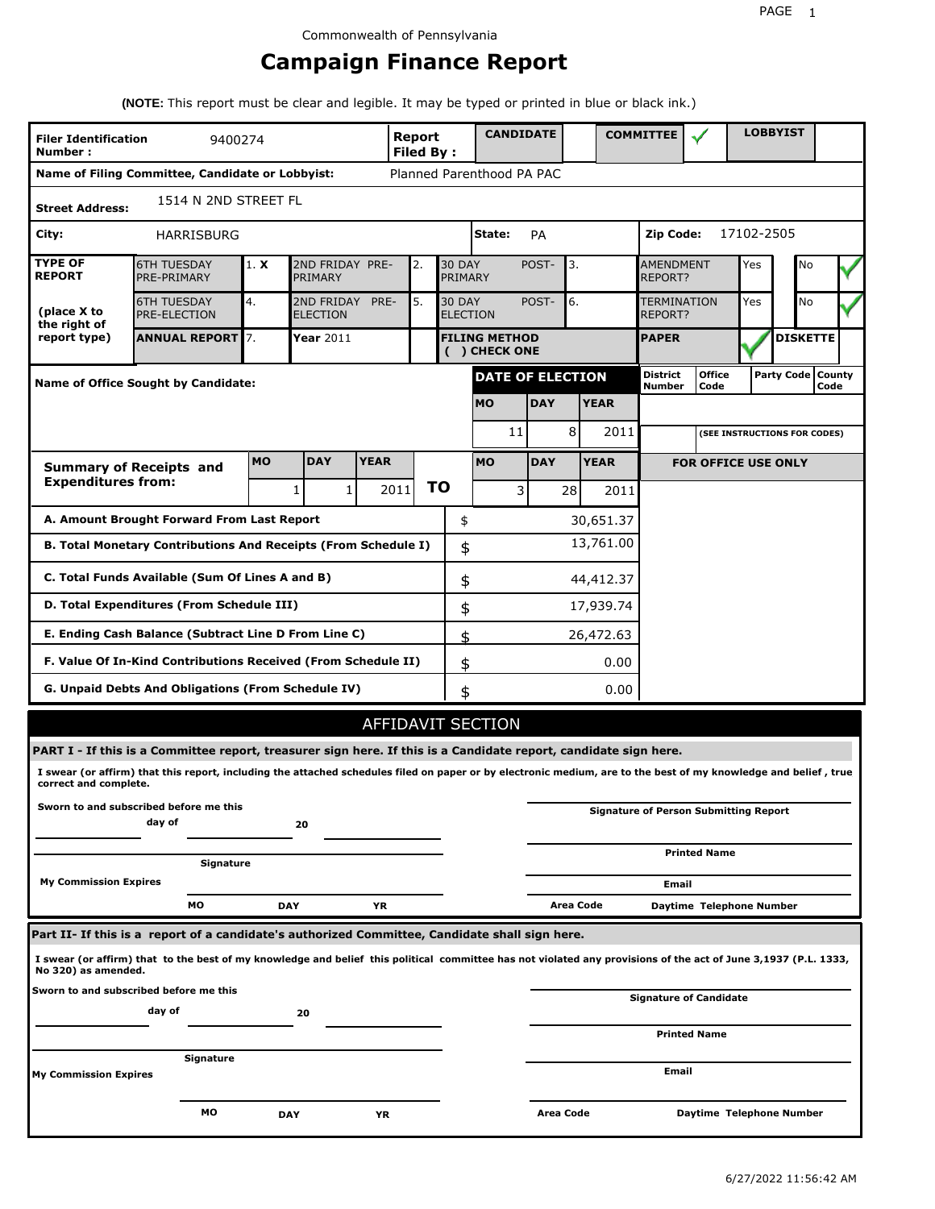Commonwealth of Pennsylvania

# Campaign Finance Report

**(NOTE:** This report must be clear and legible. It may be typed or printed in blue or black ink.)

| **Filer Identification Number :** | 9400274 | **Report Filed By :** | **CANDIDATE** | | **COMMITTEE** | ✓ | **LOBBYIST** | |
|---|---|---|---|---|---|---|---|---|

**Name of Filing Committee, Candidate or Lobbyist:** Planned Parenthood PA PAC

**Street Address:** 1514 N 2ND STREET FL

**City:** HARRISBURG | **State:** PA | **Zip Code:** 17102-2505

| **TYPE OF REPORT** (place X to the right of report type) | | | | | | | | |
|---|---|---|---|---|---|---|---|---|
| 6TH TUESDAY PRE-PRIMARY | 1. **X** | 2ND FRIDAY PRE-PRIMARY | 2. | 30 DAY POST-PRIMARY | 3. | AMENDMENT REPORT? | Yes | No ✓ |
| 6TH TUESDAY PRE-ELECTION | 4. | 2ND FRIDAY PRE-ELECTION | 5. | 30 DAY POST-ELECTION | 6. | TERMINATION REPORT? | Yes | No ✓ |
| **ANNUAL REPORT** | 7. | **Year** 2011 | | **FILING METHOD ( ) CHECK ONE** | | **PAPER** ✓ | **DISKETTE** | |

**Name of Office Sought by Candidate:**

| **DATE OF ELECTION** | | |
|---|---|---|
| **MO** | **DAY** | **YEAR** |
| 11 | 8 | 2011 |

| **District Number** | **Office Code** | **Party Code** | **County Code** |
|---|---|---|---|

(SEE INSTRUCTIONS FOR CODES)

| **Summary of Receipts and Expenditures from:** | **MO** | **DAY** | **YEAR** | **TO** | **MO** | **DAY** | **YEAR** |
|---|---|---|---|---|---|---|---|
| | 1 | 1 | 2011 | | 3 | 28 | 2011 |

**FOR OFFICE USE ONLY**

| | | |
|---|---|---|
| **A. Amount Brought Forward From Last Report** | $ | 30,651.37 |
| **B. Total Monetary Contributions And Receipts (From Schedule I)** | $ | 13,761.00 |
| **C. Total Funds Available (Sum Of Lines A and B)** | $ | 44,412.37 |
| **D. Total Expenditures (From Schedule III)** | $ | 17,939.74 |
| **E. Ending Cash Balance (Subtract Line D From Line C)** | $ | 26,472.63 |
| **F. Value Of In-Kind Contributions Received (From Schedule II)** | $ | 0.00 |
| **G. Unpaid Debts And Obligations (From Schedule IV)** | $ | 0.00 |

## AFFIDAVIT SECTION

**PART I - If this is a Committee report, treasurer sign here. If this is a Candidate report, candidate sign here.**

**I swear (or affirm) that this report, including the attached schedules filed on paper or by electronic medium, are to the best of my knowledge and belief , true correct and complete.**

**Sworn to and subscribed before me this** ______ **day of** ______ **20** ______

**Signature** ______

**My Commission Expires** **MO** ______ **DAY** ______ **YR** ______

**Signature of Person Submitting Report** ______

**Printed Name** ______

**Email** ______

**Area Code** ______ **Daytime Telephone Number** ______

**Part II- If this is a report of a candidate's authorized Committee, Candidate shall sign here.**

**I swear (or affirm) that to the best of my knowledge and belief this political committee has not violated any provisions of the act of June 3,1937 (P.L. 1333, No 320) as amended.**

**Sworn to and subscribed before me this** ______ **day of** ______ **20** ______

**Signature** ______

**My Commission Expires** **MO** ______ **DAY** ______ **YR** ______

**Signature of Candidate** ______

**Printed Name** ______

**Email** ______

**Area Code** ______ **Daytime Telephone Number** ______

6/27/2022 11:56:42 AM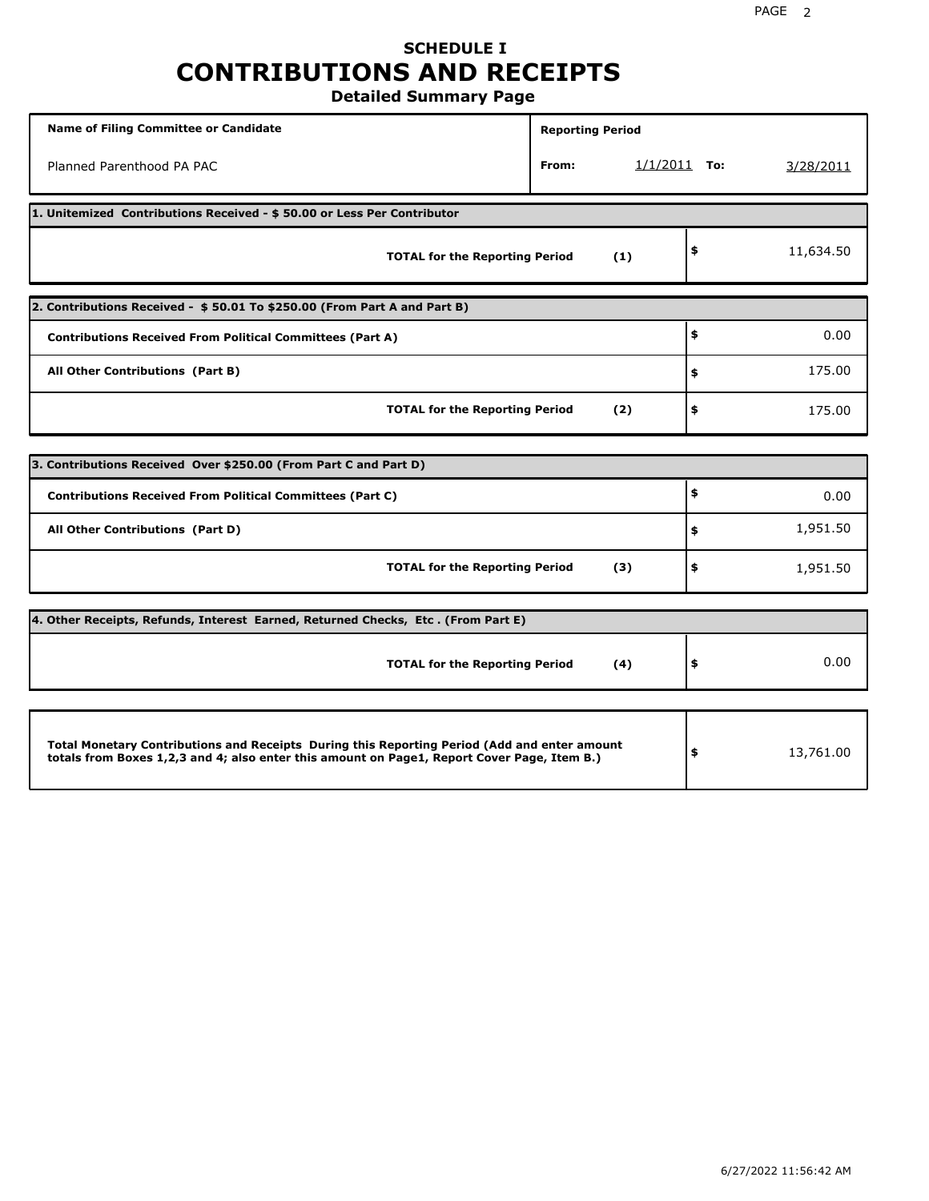# SCHEDULE I
# CONTRIBUTIONS AND RECEIPTS
## Detailed Summary Page

| Name of Filing Committee or Candidate | Reporting Period | | | |
|---|---|---|---|---|
| Planned Parenthood PA PAC | From: | 1/1/2011 | To: | 3/28/2011 |

| 1. Unitemized Contributions Received - $ 50.00 or Less Per Contributor | | |
|---|---|---|
| TOTAL for the Reporting Period | (1) | $ 11,634.50 |

| 2. Contributions Received - $ 50.01 To $250.00 (From Part A and Part B) | | |
|---|---|---|
| Contributions Received From Political Committees (Part A) | | $ 0.00 |
| All Other Contributions (Part B) | | $ 175.00 |
| TOTAL for the Reporting Period | (2) | $ 175.00 |

| 3. Contributions Received Over $250.00 (From Part C and Part D) | | |
|---|---|---|
| Contributions Received From Political Committees (Part C) | | $ 0.00 |
| All Other Contributions (Part D) | | $ 1,951.50 |
| TOTAL for the Reporting Period | (3) | $ 1,951.50 |

| 4. Other Receipts, Refunds, Interest Earned, Returned Checks, Etc . (From Part E) | | |
|---|---|---|
| TOTAL for the Reporting Period | (4) | $ 0.00 |

| Total Monetary Contributions and Receipts During this Reporting Period (Add and enter amount totals from Boxes 1,2,3 and 4; also enter this amount on Page1, Report Cover Page, Item B.) | $ 13,761.00 |
|---|---|

6/27/2022 11:56:42 AM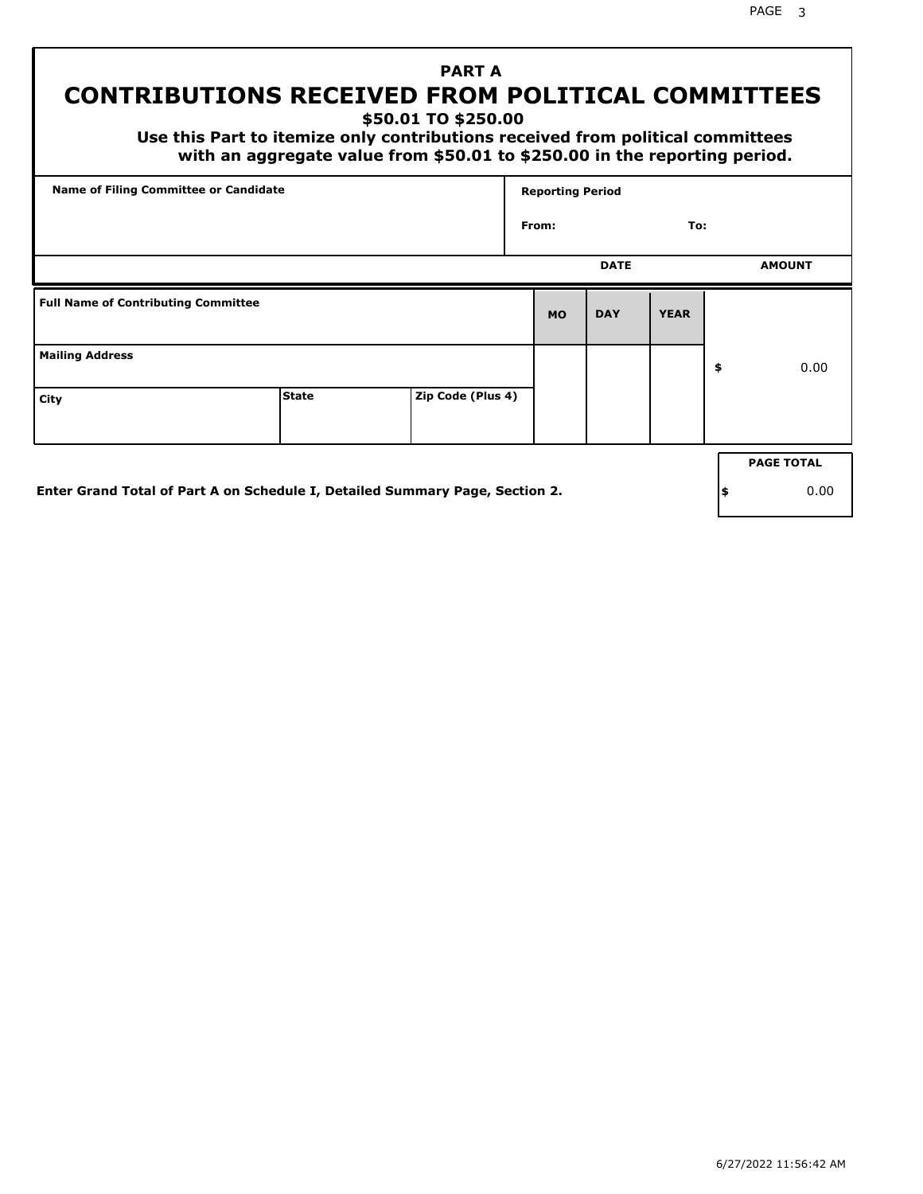# PART A
# CONTRIBUTIONS RECEIVED FROM POLITICAL COMMITTEES

**$50.01 TO $250.00**

**Use this Part to itemize only contributions received from political committees with an aggregate value from $50.01 to $250.00 in the reporting period.**

| Name of Filing Committee or Candidate | Reporting Period |
|---|---|
| | From: To: |

| | | | DATE | | | AMOUNT |
|---|---|---|---|---|---|---|
| **Full Name of Contributing Committee** | | | **MO** | **DAY** | **YEAR** | |
| **Mailing Address** | | | | | | $ 0.00 |
| **City** | **State** | **Zip Code (Plus 4)** | | | | |

**Enter Grand Total of Part A on Schedule I, Detailed Summary Page, Section 2.**

| PAGE TOTAL |
|---|
| $ 0.00 |

6/27/2022 11:56:42 AM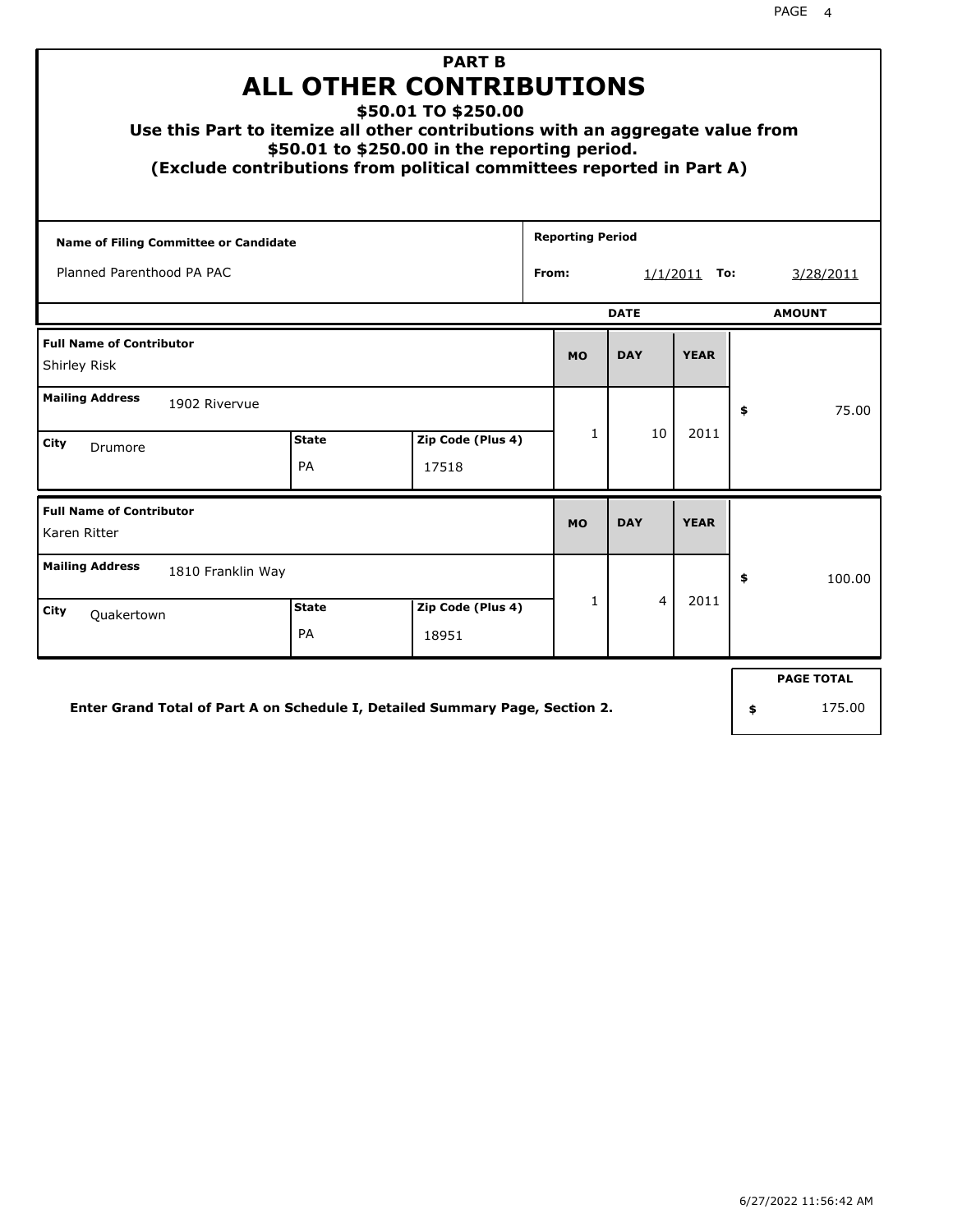# PART B

# ALL OTHER CONTRIBUTIONS

### $50.01 TO $250.00

**Use this Part to itemize all other contributions with an aggregate value from $50.01 to $250.00 in the reporting period.**

**(Exclude contributions from political committees reported in Part A)**

| Name of Filing Committee or Candidate | Reporting Period |
|---|---|
| Planned Parenthood PA PAC | From: 1/1/2011 To: 3/28/2011 |

| Full Name of Contributor | Mailing Address | City | State | Zip Code (Plus 4) | MO | DAY | YEAR | AMOUNT |
|---|---|---|---|---|---|---|---|---|
| Shirley Risk | 1902 Rivervue | Drumore | PA | 17518 | 1 | 10 | 2011 | $ 75.00 |
| Karen Ritter | 1810 Franklin Way | Quakertown | PA | 18951 | 1 | 4 | 2011 | $ 100.00 |

**Enter Grand Total of Part A on Schedule I, Detailed Summary Page, Section 2.**

| PAGE TOTAL |
|---|
| $ 175.00 |

6/27/2022 11:56:42 AM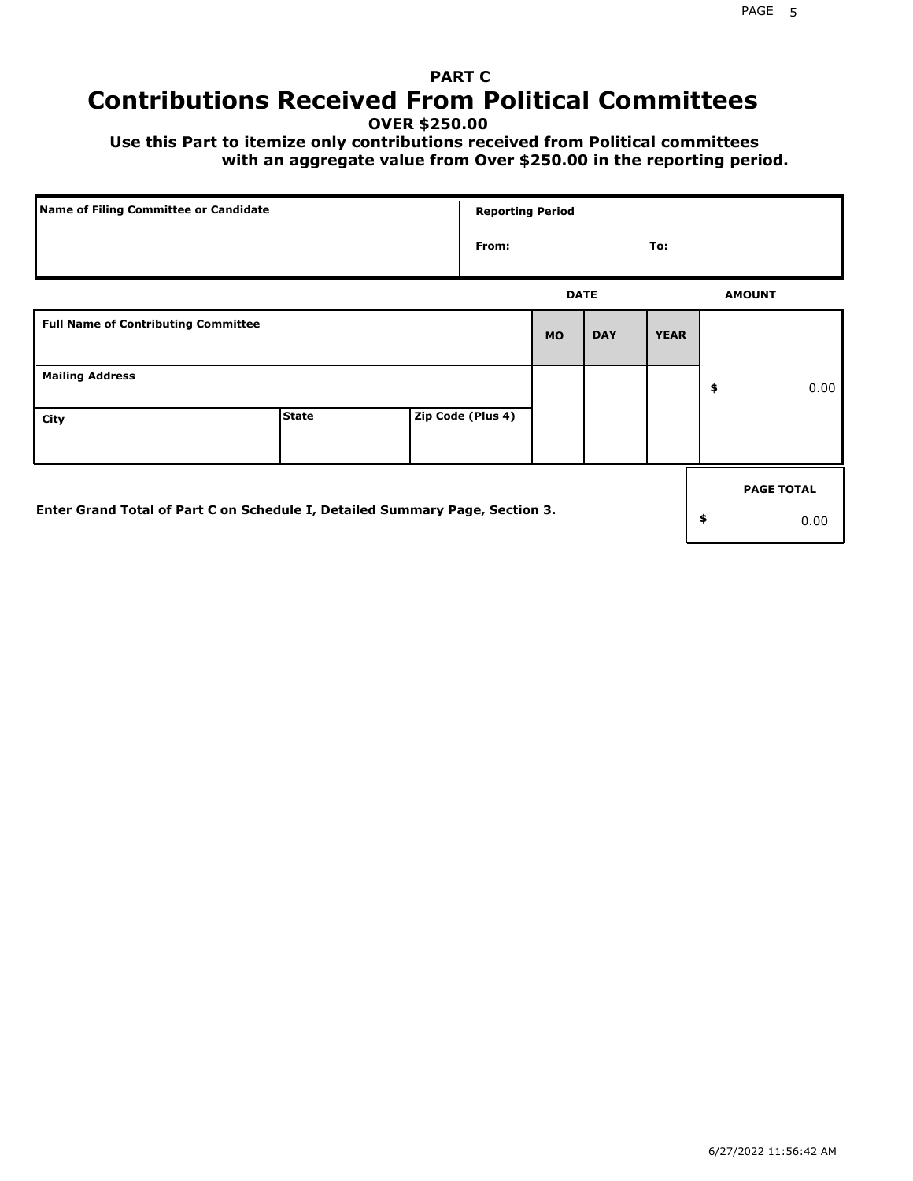# PART C

# Contributions Received From Political Committees

**OVER $250.00**

**Use this Part to itemize only contributions received from Political committees with an aggregate value from Over $250.00 in the reporting period.**

| Name of Filing Committee or Candidate | Reporting Period |
|---|---|
| | From: To: |

| Full Name of Contributing Committee | | | DATE MO | DAY | YEAR | AMOUNT |
|---|---|---|---|---|---|---|
| Mailing Address | | | | | | $ 0.00 |
| City | State | Zip Code (Plus 4) | | | | |

**Enter Grand Total of Part C on Schedule I, Detailed Summary Page, Section 3.**

| PAGE TOTAL |
|---|
| $ 0.00 |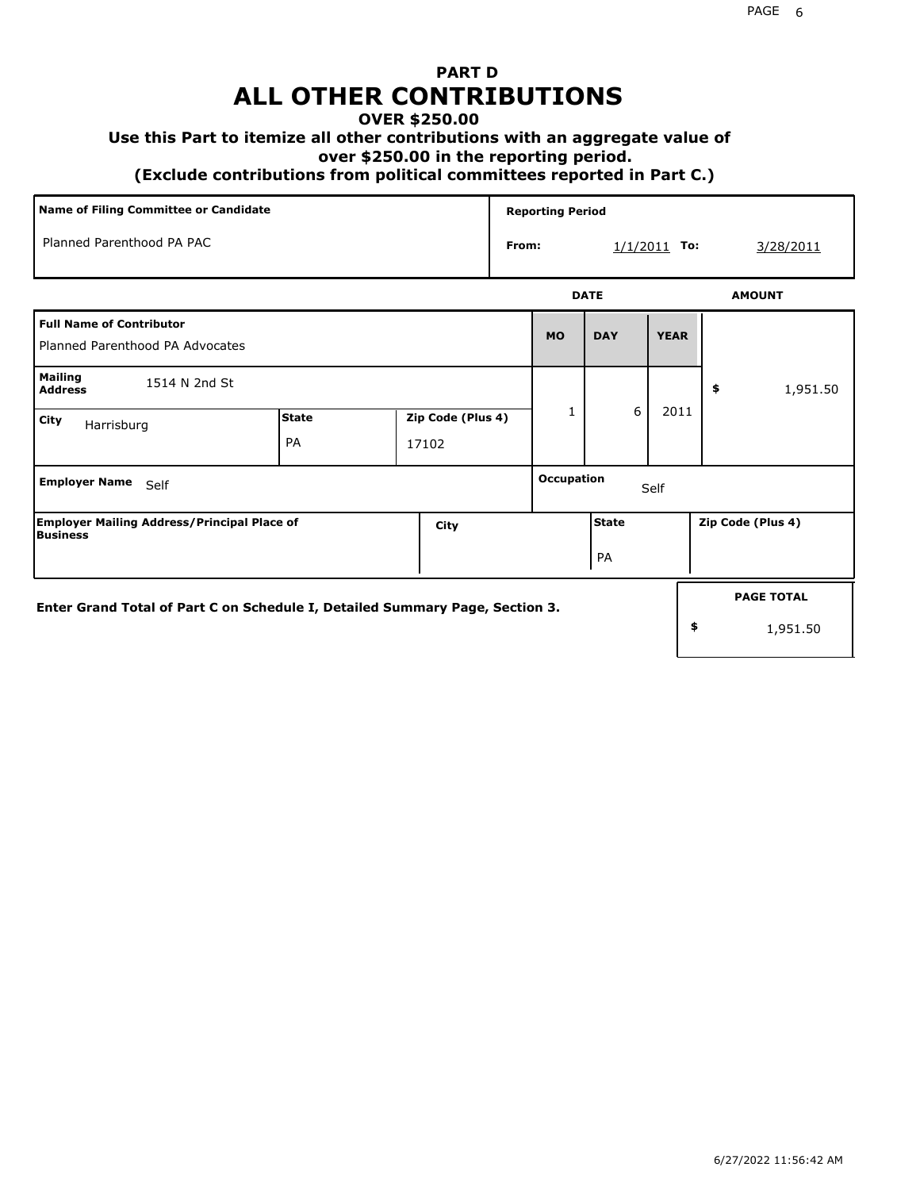# PART D
# ALL OTHER CONTRIBUTIONS

**OVER $250.00**

**Use this Part to itemize all other contributions with an aggregate value of over $250.00 in the reporting period.**

**(Exclude contributions from political committees reported in Part C.)**

| Name of Filing Committee or Candidate | Reporting Period |
|---|---|
| Planned Parenthood PA PAC | From: 1/1/2011 To: 3/28/2011 |

| Full Name of Contributor | | | DATE MO | DAY | YEAR | AMOUNT |
|---|---|---|---|---|---|---|
| Planned Parenthood PA Advocates | | | 1 | 6 | 2011 | $ 1,951.50 |
| **Mailing Address** 1514 N 2nd St | | | | | | |
| **City** Harrisburg | **State** PA | **Zip Code (Plus 4)** 17102 | | | | |
| **Employer Name** Self | | | **Occupation** Self | | | |
| **Employer Mailing Address/Principal Place of Business** | | **City** | **State** PA | | **Zip Code (Plus 4)** | |

**Enter Grand Total of Part C on Schedule I, Detailed Summary Page, Section 3.**

**PAGE TOTAL** $ 1,951.50

6/27/2022 11:56:42 AM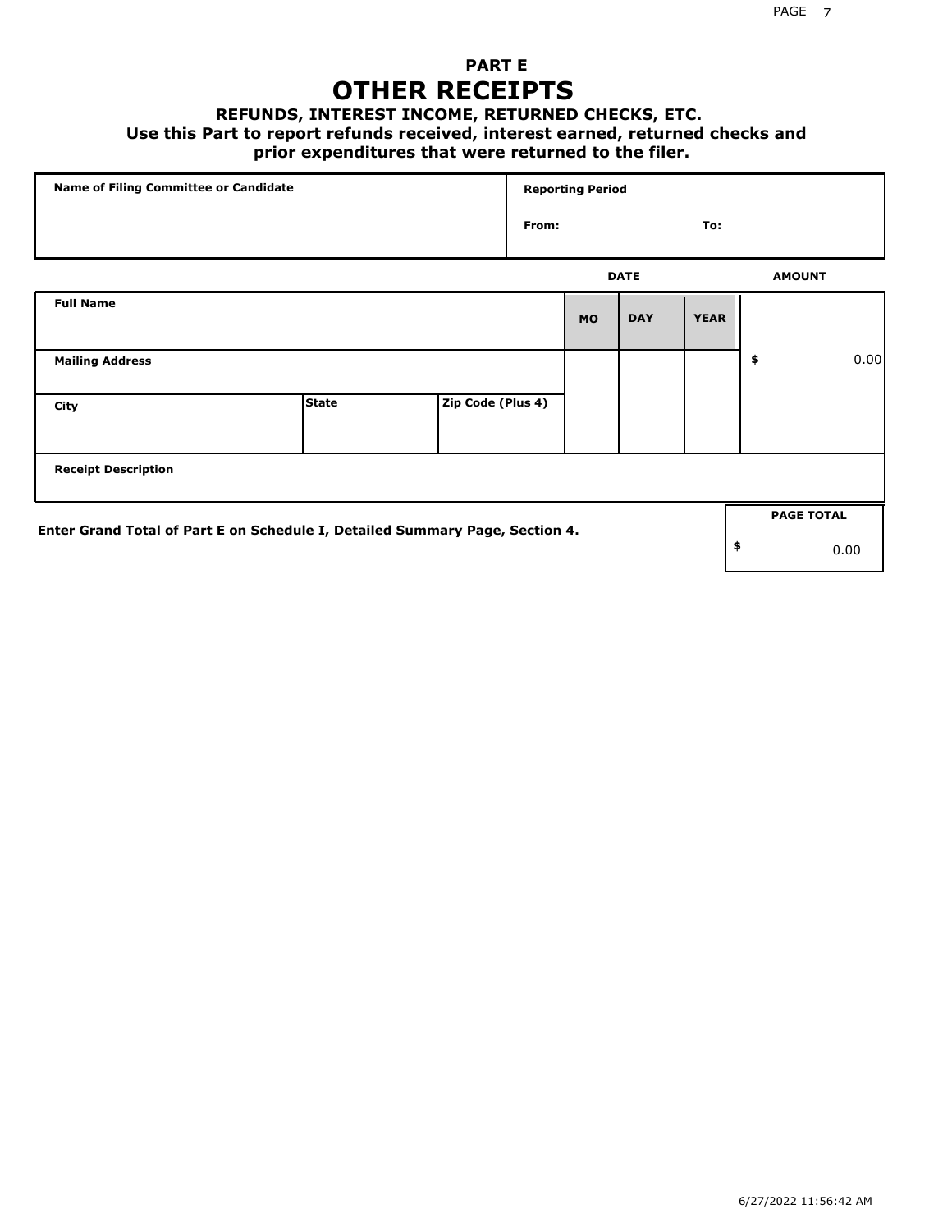## PART E
# OTHER RECEIPTS
### REFUNDS, INTEREST INCOME, RETURNED CHECKS, ETC.
**Use this Part to report refunds received, interest earned, returned checks and prior expenditures that were returned to the filer.**

| Name of Filing Committee or Candidate | Reporting Period | |
|---|---|---|
| | From: | To: |

| Full Name | | | DATE MO | DAY | YEAR | AMOUNT |
|---|---|---|---|---|---|---|
| Mailing Address | | | | | | $ 0.00 |
| City | State | Zip Code (Plus 4) | | | | |
| Receipt Description | | | | | | |

**Enter Grand Total of Part E on Schedule I, Detailed Summary Page, Section 4.**

| PAGE TOTAL |
|---|
| $ 0.00 |

6/27/2022 11:56:42 AM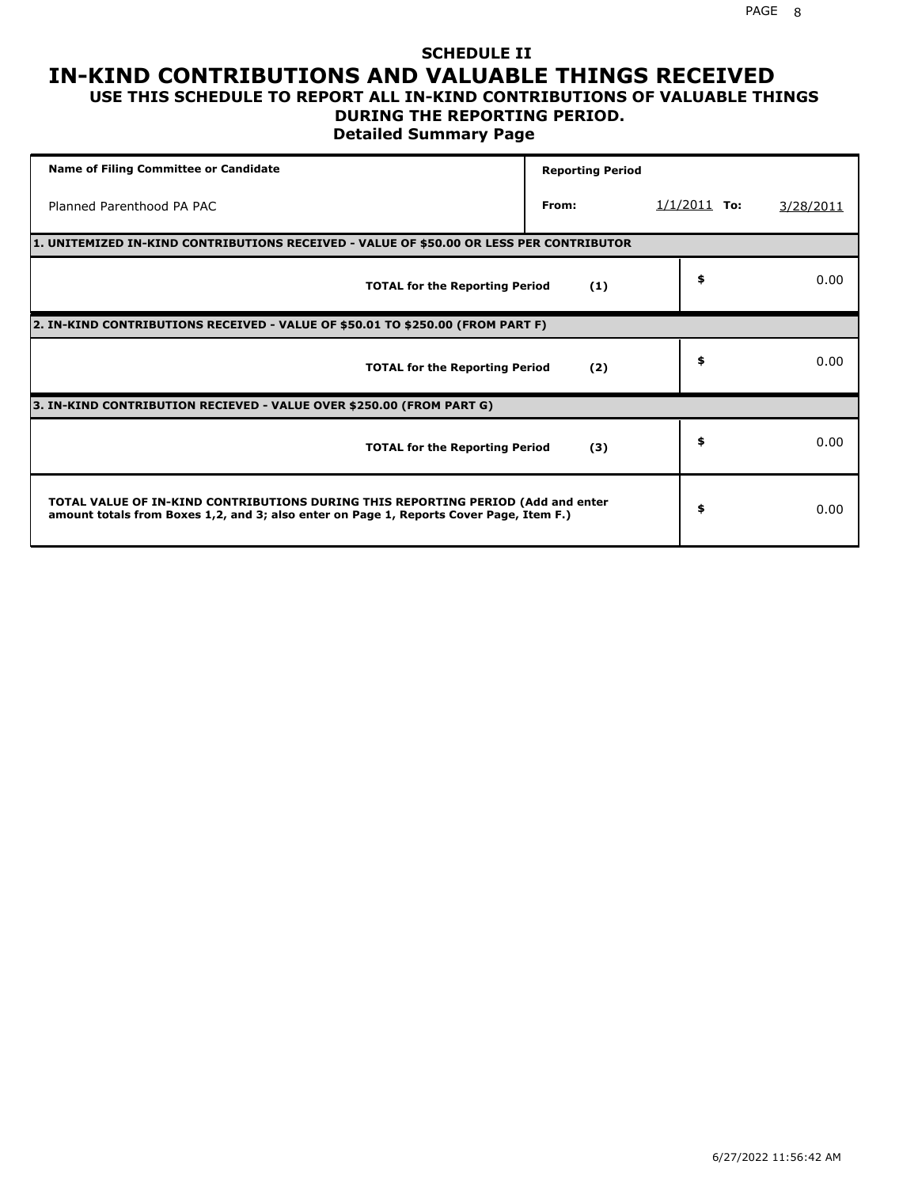# SCHEDULE II

## IN-KIND CONTRIBUTIONS AND VALUABLE THINGS RECEIVED

### USE THIS SCHEDULE TO REPORT ALL IN-KIND CONTRIBUTIONS OF VALUABLE THINGS DURING THE REPORTING PERIOD.

### Detailed Summary Page

| Name of Filing Committee or Candidate | Reporting Period | | | |
|---|---|---|---|---|
| Planned Parenthood PA PAC | From: | 1/1/2011 | To: | 3/28/2011 |

**1. UNITEMIZED IN-KIND CONTRIBUTIONS RECEIVED - VALUE OF $50.00 OR LESS PER CONTRIBUTOR**

| | | |
|---|---|---|
| **TOTAL for the Reporting Period** **(1)** | $ | 0.00 |

**2. IN-KIND CONTRIBUTIONS RECEIVED - VALUE OF $50.01 TO $250.00 (FROM PART F)**

| | | |
|---|---|---|
| **TOTAL for the Reporting Period** **(2)** | $ | 0.00 |

**3. IN-KIND CONTRIBUTION RECIEVED - VALUE OVER $250.00 (FROM PART G)**

| | | |
|---|---|---|
| **TOTAL for the Reporting Period** **(3)** | $ | 0.00 |

| | | |
|---|---|---|
| **TOTAL VALUE OF IN-KIND CONTRIBUTIONS DURING THIS REPORTING PERIOD (Add and enter amount totals from Boxes 1,2, and 3; also enter on Page 1, Reports Cover Page, Item F.)** | $ | 0.00 |

6/27/2022 11:56:42 AM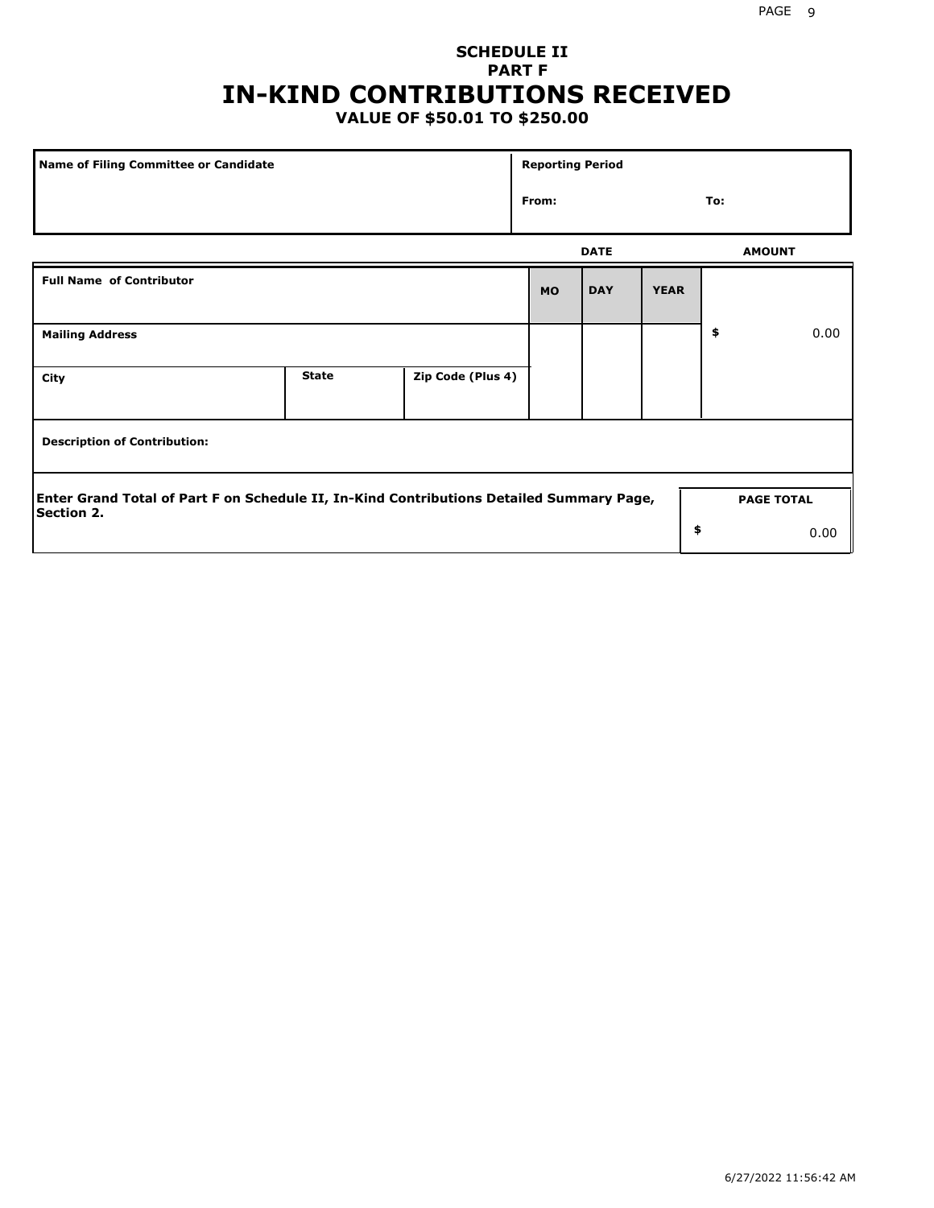## SCHEDULE II
## PART F
# IN-KIND CONTRIBUTIONS RECEIVED
### VALUE OF $50.01 TO $250.00

| Name of Filing Committee or Candidate | Reporting Period |
|---|---|
| | From: To: |

| Full Name of Contributor | | | DATE | | | AMOUNT |
|---|---|---|---|---|---|---|
| | | | MO | DAY | YEAR | |
| Mailing Address | | | | | | $ 0.00 |
| City | State | Zip Code (Plus 4) | | | | |
| Description of Contribution: | | | | | | |

**Enter Grand Total of Part F on Schedule II, In-Kind Contributions Detailed Summary Page, Section 2.**

| PAGE TOTAL |
|---|
| $ 0.00 |

6/27/2022 11:56:42 AM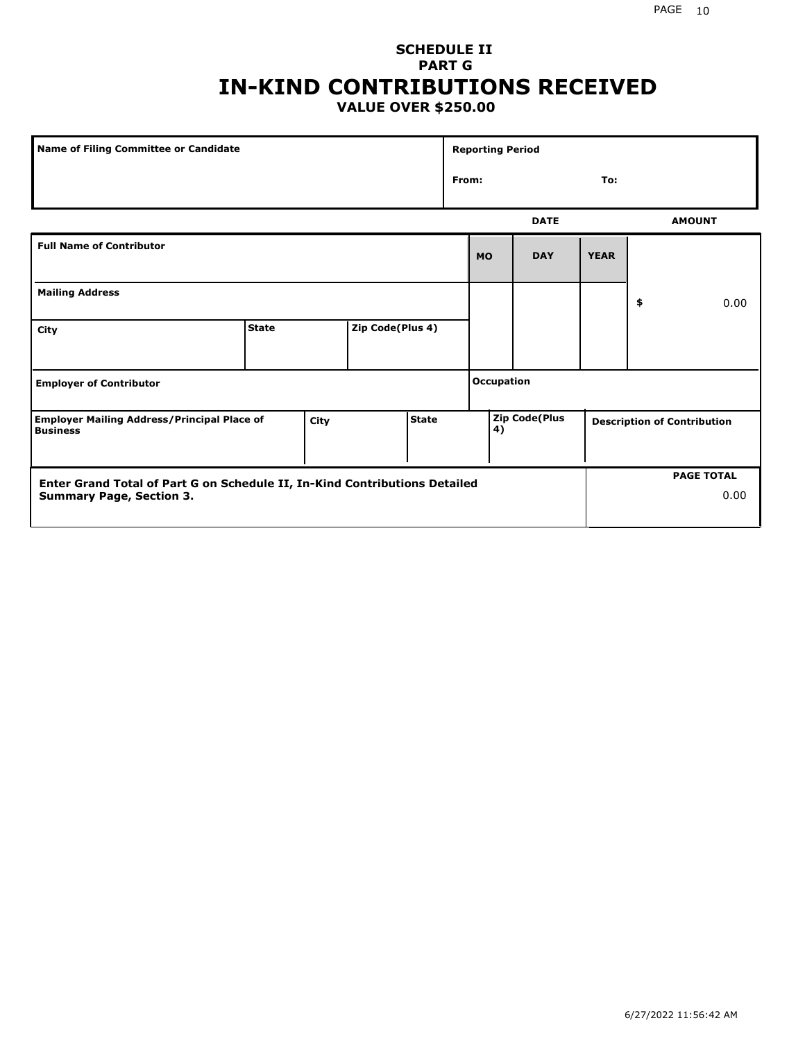## SCHEDULE II
## PART G
# IN-KIND CONTRIBUTIONS RECEIVED
### VALUE OVER $250.00

| Name of Filing Committee or Candidate | Reporting Period |
|---|---|
| | From: To: |

| Full Name of Contributor | | | DATE MO | DAY | YEAR | AMOUNT |
|---|---|---|---|---|---|---|
| Mailing Address | | | | | | $ 0.00 |
| City | State | Zip Code(Plus 4) | | | | |

| Employer of Contributor | | | Occupation | |
|---|---|---|---|---|
| Employer Mailing Address/Principal Place of Business | City | State | Zip Code(Plus 4) | Description of Contribution |

| Enter Grand Total of Part G on Schedule II, In-Kind Contributions Detailed Summary Page, Section 3. | PAGE TOTAL |
|---|---|
| | 0.00 |

6/27/2022 11:56:42 AM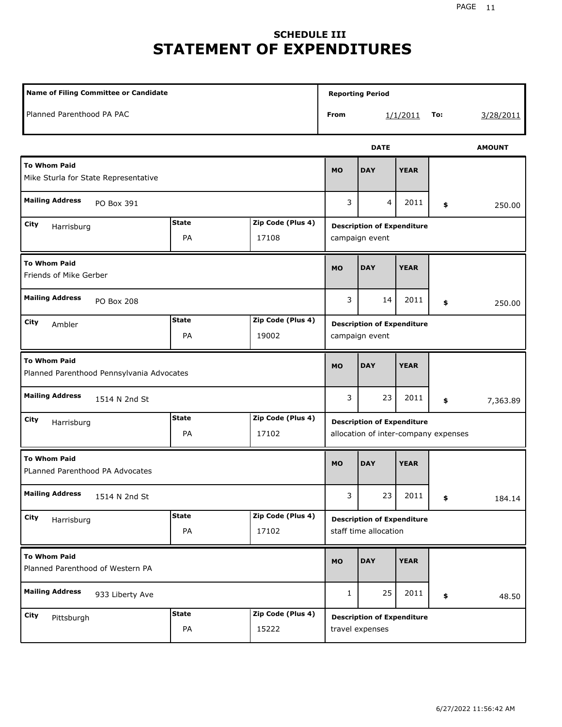# SCHEDULE III
# STATEMENT OF EXPENDITURES

| Name of Filing Committee or Candidate | Reporting Period |
|---|---|
| Planned Parenthood PA PAC | From 1/1/2011 To: 3/28/2011 |

| To Whom Paid | Mailing Address | City | State | Zip Code (Plus 4) | MO | DAY | YEAR | AMOUNT | Description of Expenditure |
|---|---|---|---|---|---|---|---|---|---|
| Mike Sturla for State Representative | PO Box 391 | Harrisburg | PA | 17108 | 3 | 4 | 2011 | $ 250.00 | campaign event |
| Friends of Mike Gerber | PO Box 208 | Ambler | PA | 19002 | 3 | 14 | 2011 | $ 250.00 | campaign event |
| Planned Parenthood Pennsylvania Advocates | 1514 N 2nd St | Harrisburg | PA | 17102 | 3 | 23 | 2011 | $ 7,363.89 | allocation of inter-company expenses |
| PLanned Parenthood PA Advocates | 1514 N 2nd St | Harrisburg | PA | 17102 | 3 | 23 | 2011 | $ 184.14 | staff time allocation |
| Planned Parenthood of Western PA | 933 Liberty Ave | Pittsburgh | PA | 15222 | 1 | 25 | 2011 | $ 48.50 | travel expenses |

6/27/2022 11:56:42 AM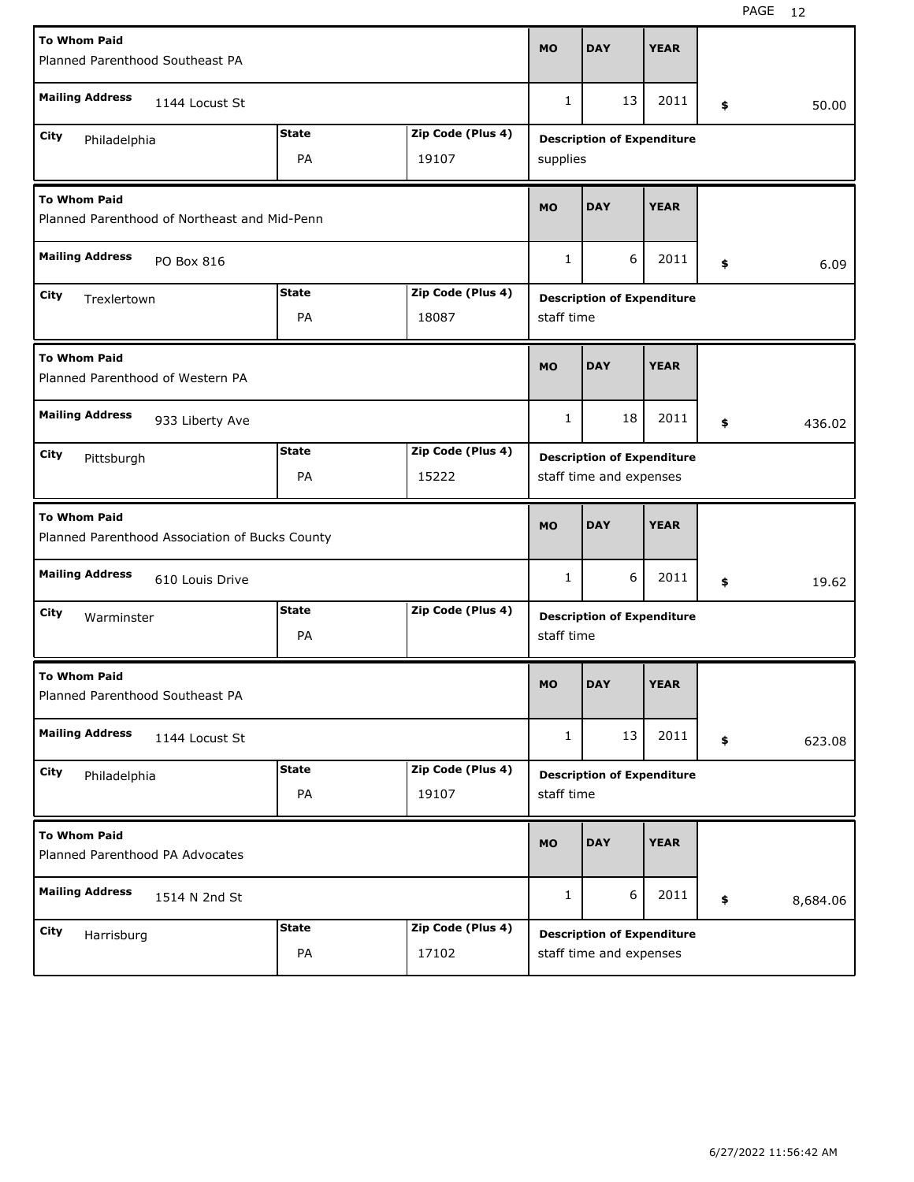| To Whom Paid | Mailing Address | City | State | Zip Code (Plus 4) | MO | DAY | YEAR | Amount | Description of Expenditure |
|---|---|---|---|---|---|---|---|---|---|
| Planned Parenthood Southeast PA | 1144 Locust St | Philadelphia | PA | 19107 | 1 | 13 | 2011 | $ 50.00 | supplies |
| Planned Parenthood of Northeast and Mid-Penn | PO Box 816 | Trexlertown | PA | 18087 | 1 | 6 | 2011 | $ 6.09 | staff time |
| Planned Parenthood of Western PA | 933 Liberty Ave | Pittsburgh | PA | 15222 | 1 | 18 | 2011 | $ 436.02 | staff time and expenses |
| Planned Parenthood Association of Bucks County | 610 Louis Drive | Warminster | PA | | 1 | 6 | 2011 | $ 19.62 | staff time |
| Planned Parenthood Southeast PA | 1144 Locust St | Philadelphia | PA | 19107 | 1 | 13 | 2011 | $ 623.08 | staff time |
| Planned Parenthood PA Advocates | 1514 N 2nd St | Harrisburg | PA | 17102 | 1 | 6 | 2011 | $ 8,684.06 | staff time and expenses |

6/27/2022 11:56:42 AM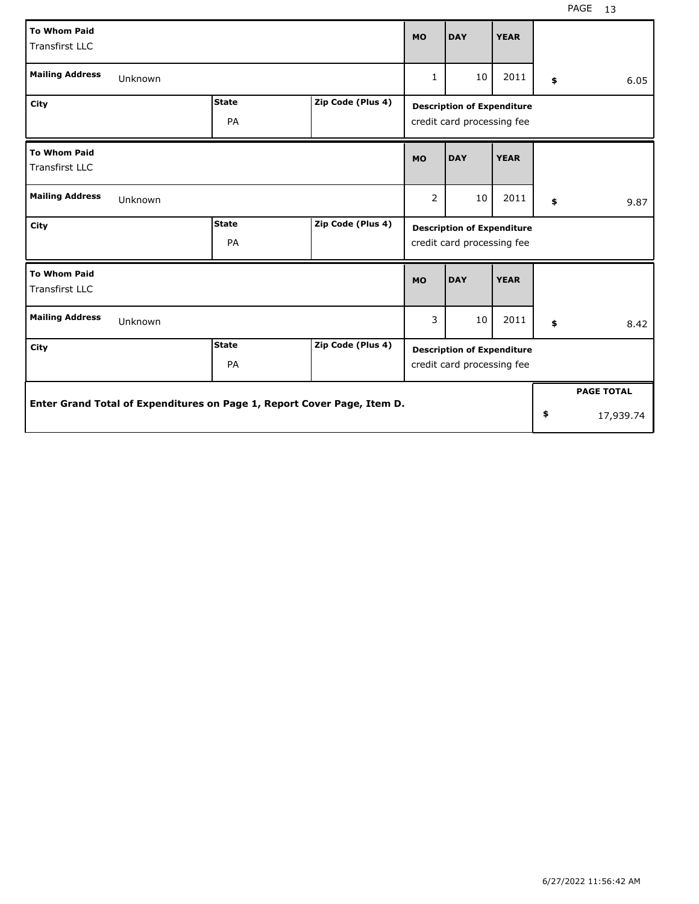| To Whom Paid | | | MO | DAY | YEAR | |
|---|---|---|---|---|---|---|
| Transfirst LLC | | | | | | |
| Mailing Address | Unknown | | 1 | 10 | 2011 | $ 6.05 |
| City | State | Zip Code (Plus 4) | Description of Expenditure | | | |
| | PA | | credit card processing fee | | | |

| To Whom Paid | | | MO | DAY | YEAR | |
|---|---|---|---|---|---|---|
| Transfirst LLC | | | | | | |
| Mailing Address | Unknown | | 2 | 10 | 2011 | $ 9.87 |
| City | State | Zip Code (Plus 4) | Description of Expenditure | | | |
| | PA | | credit card processing fee | | | |

| To Whom Paid | | | MO | DAY | YEAR | |
|---|---|---|---|---|---|---|
| Transfirst LLC | | | | | | |
| Mailing Address | Unknown | | 3 | 10 | 2011 | $ 8.42 |
| City | State | Zip Code (Plus 4) | Description of Expenditure | | | |
| | PA | | credit card processing fee | | | |

| | PAGE TOTAL |
|---|---|
| **Enter Grand Total of Expenditures on Page 1, Report Cover Page, Item D.** | $ 17,939.74 |

6/27/2022 11:56:42 AM